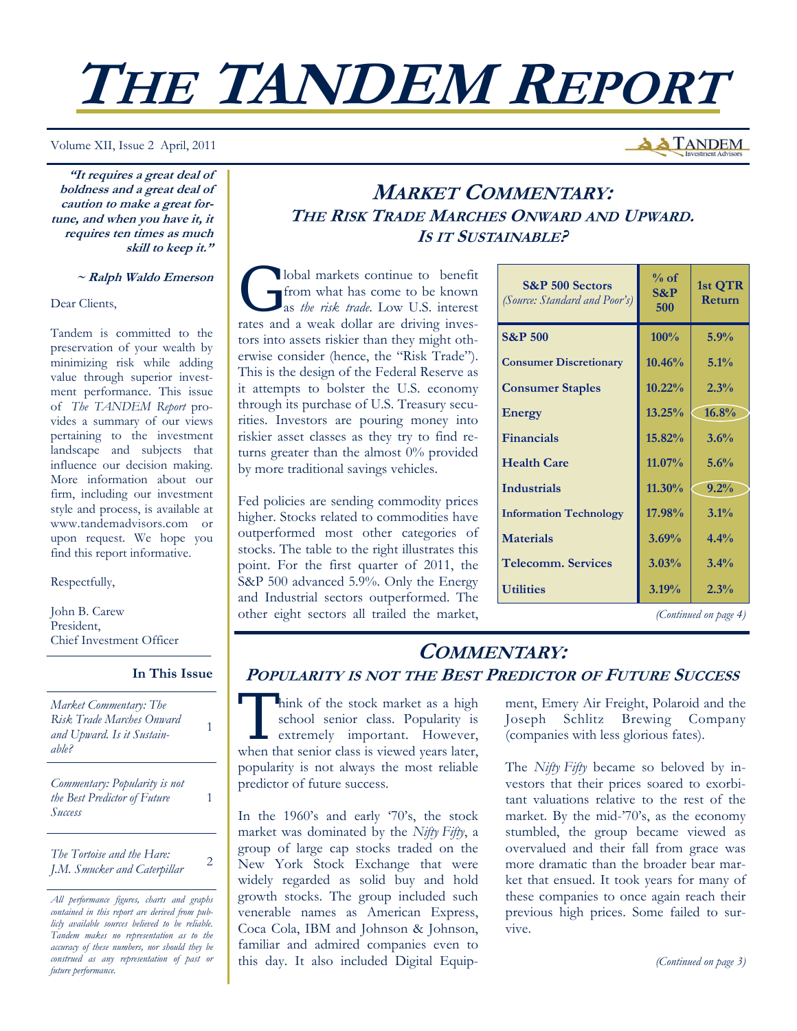# THE TANDEM REPORT

Volume XII, Issue 2 April, 2011

***"It requires a great deal of boldness and a great deal of caution to make a great fortune, and when you have it, it requires ten times as much skill to keep it."***

***~ Ralph Waldo Emerson***

Dear Clients,

Tandem is committed to the preservation of your wealth by minimizing risk while adding value through superior investment performance. This issue of *The TANDEM Report* provides a summary of our views pertaining to the investment landscape and subjects that influence our decision making. More information about our firm, including our investment style and process, is available at www.tandemadvisors.com or upon request. We hope you find this report informative.

Respectfully,

John B. Carew
President,
Chief Investment Officer

**In This Issue**

| | |
|---|---|
| *Market Commentary: The Risk Trade Marches Onward and Upward. Is it Sustainable?* | 1 |
| *Commentary: Popularity is not the Best Predictor of Future Success* | 1 |
| *The Tortoise and the Hare: J.M. Smucker and Caterpillar* | 2 |

*All performance figures, charts and graphs contained in this report are derived from publicly available sources believed to be reliable. Tandem makes no representation as to the accuracy of these numbers, nor should they be construed as any representation of past or future performance.*

## MARKET COMMENTARY: THE RISK TRADE MARCHES ONWARD AND UPWARD. IS IT SUSTAINABLE?

Global markets continue to benefit from what has come to be known as *the risk trade*. Low U.S. interest rates and a weak dollar are driving investors into assets riskier than they might otherwise consider (hence, the "Risk Trade"). This is the design of the Federal Reserve as it attempts to bolster the U.S. economy through its purchase of U.S. Treasury securities. Investors are pouring money into riskier asset classes as they try to find returns greater than the almost 0% provided by more traditional savings vehicles.

Fed policies are sending commodity prices higher. Stocks related to commodities have outperformed most other categories of stocks. The table to the right illustrates this point. For the first quarter of 2011, the S&P 500 advanced 5.9%. Only the Energy and Industrial sectors outperformed. The other eight sectors all trailed the market,

| S&P 500 Sectors *(Source: Standard and Poor's)* | % of S&P 500 | 1st QTR Return |
|---|---|---|
| **S&P 500** | **100%** | **5.9%** |
| **Consumer Discretionary** | **10.46%** | **5.1%** |
| **Consumer Staples** | **10.22%** | **2.3%** |
| **Energy** | **13.25%** | **16.8%** |
| **Financials** | **15.82%** | **3.6%** |
| **Health Care** | **11.07%** | **5.6%** |
| **Industrials** | **11.30%** | **9.2%** |
| **Information Technology** | **17.98%** | **3.1%** |
| **Materials** | **3.69%** | **4.4%** |
| **Telecomm. Services** | **3.03%** | **3.4%** |
| **Utilities** | **3.19%** | **2.3%** |

*(Continued on page 4)*

## COMMENTARY: POPULARITY IS NOT THE BEST PREDICTOR OF FUTURE SUCCESS

Think of the stock market as a high school senior class. Popularity is extremely important. However, when that senior class is viewed years later, popularity is not always the most reliable predictor of future success.

In the 1960's and early '70's, the stock market was dominated by the *Nifty Fifty*, a group of large cap stocks traded on the New York Stock Exchange that were widely regarded as solid buy and hold growth stocks. The group included such venerable names as American Express, Coca Cola, IBM and Johnson & Johnson, familiar and admired companies even to this day. It also included Digital Equipment, Emery Air Freight, Polaroid and the Joseph Schlitz Brewing Company (companies with less glorious fates).

The *Nifty Fifty* became so beloved by investors that their prices soared to exorbitant valuations relative to the rest of the market. By the mid-'70's, as the economy stumbled, the group became viewed as overvalued and their fall from grace was more dramatic than the broader bear market that ensued. It took years for many of these companies to once again reach their previous high prices. Some failed to survive.

*(Continued on page 3)*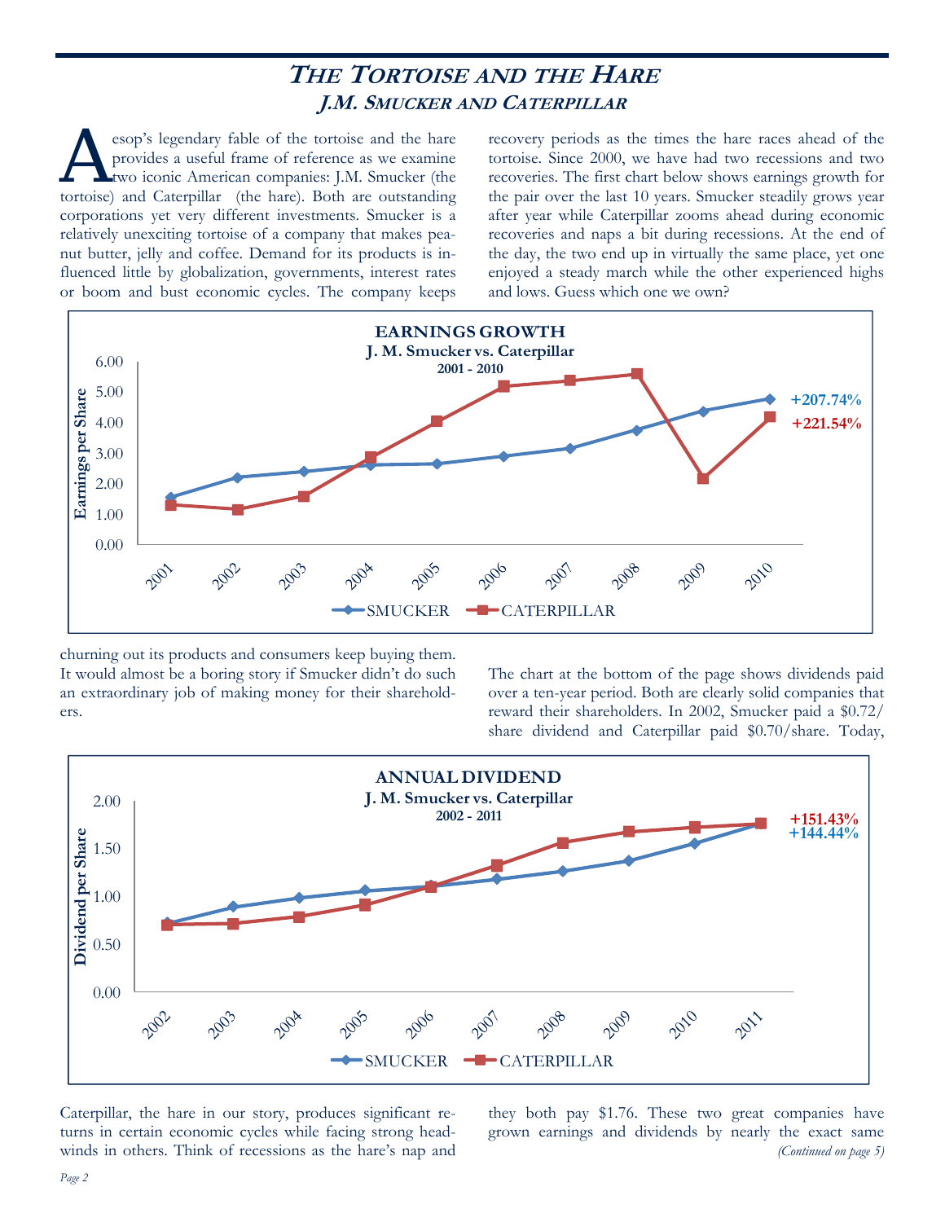# *The Tortoise and the Hare*

## *J.M. Smucker and Caterpillar*

Aesop's legendary fable of the tortoise and the hare provides a useful frame of reference as we examine two iconic American companies: J.M. Smucker (the tortoise) and Caterpillar (the hare). Both are outstanding corporations yet very different investments. Smucker is a relatively unexciting tortoise of a company that makes peanut butter, jelly and coffee. Demand for its products is influenced little by globalization, governments, interest rates or boom and bust economic cycles. The company keeps churning out its products and consumers keep buying them. It would almost be a boring story if Smucker didn't do such an extraordinary job of making money for their shareholders.

Caterpillar, the hare in our story, produces significant returns in certain economic cycles while facing strong headwinds in others. Think of recessions as the hare's nap and recovery periods as the times the hare races ahead of the tortoise. Since 2000, we have had two recessions and two recoveries. The first chart below shows earnings growth for the pair over the last 10 years. Smucker steadily grows year after year while Caterpillar zooms ahead during economic recoveries and naps a bit during recessions. At the end of the day, the two end up in virtually the same place, yet one enjoyed a steady march while the other experienced highs and lows. Guess which one we own?

**EARNINGS GROWTH**
**J. M. Smucker vs. Caterpillar**
**2001 - 2010**

SMUCKER: +207.74% — CATERPILLAR: +221.54%

The chart at the bottom of the page shows dividends paid over a ten-year period. Both are clearly solid companies that reward their shareholders. In 2002, Smucker paid a $0.72/share dividend and Caterpillar paid $0.70/share. Today, they both pay $1.76. These two great companies have grown earnings and dividends by nearly the exact same

*(Continued on page 5)*

**ANNUAL DIVIDEND**
**J. M. Smucker vs. Caterpillar**
**2002 - 2011**

CATERPILLAR: +151.43% — SMUCKER: +144.44%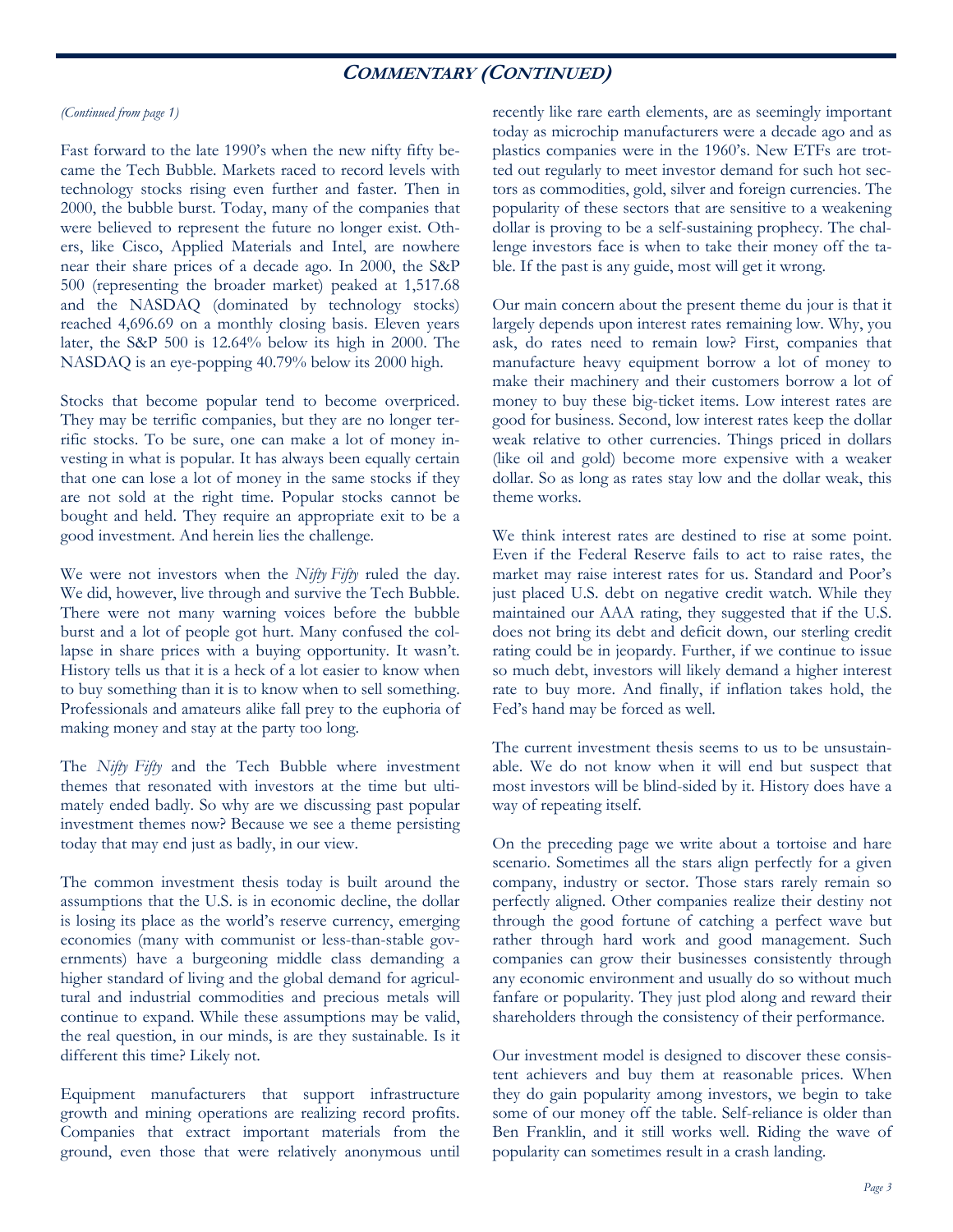## Commentary (Continued)

*(Continued from page 1)*

Fast forward to the late 1990's when the new nifty fifty became the Tech Bubble. Markets raced to record levels with technology stocks rising even further and faster. Then in 2000, the bubble burst. Today, many of the companies that were believed to represent the future no longer exist. Others, like Cisco, Applied Materials and Intel, are nowhere near their share prices of a decade ago. In 2000, the S&P 500 (representing the broader market) peaked at 1,517.68 and the NASDAQ (dominated by technology stocks) reached 4,696.69 on a monthly closing basis. Eleven years later, the S&P 500 is 12.64% below its high in 2000. The NASDAQ is an eye-popping 40.79% below its 2000 high.

Stocks that become popular tend to become overpriced. They may be terrific companies, but they are no longer terrific stocks. To be sure, one can make a lot of money investing in what is popular. It has always been equally certain that one can lose a lot of money in the same stocks if they are not sold at the right time. Popular stocks cannot be bought and held. They require an appropriate exit to be a good investment. And herein lies the challenge.

We were not investors when the *Nifty Fifty* ruled the day. We did, however, live through and survive the Tech Bubble. There were not many warning voices before the bubble burst and a lot of people got hurt. Many confused the collapse in share prices with a buying opportunity. It wasn't. History tells us that it is a heck of a lot easier to know when to buy something than it is to know when to sell something. Professionals and amateurs alike fall prey to the euphoria of making money and stay at the party too long.

The *Nifty Fifty* and the Tech Bubble where investment themes that resonated with investors at the time but ultimately ended badly. So why are we discussing past popular investment themes now? Because we see a theme persisting today that may end just as badly, in our view.

The common investment thesis today is built around the assumptions that the U.S. is in economic decline, the dollar is losing its place as the world's reserve currency, emerging economies (many with communist or less-than-stable governments) have a burgeoning middle class demanding a higher standard of living and the global demand for agricultural and industrial commodities and precious metals will continue to expand. While these assumptions may be valid, the real question, in our minds, is are they sustainable. Is it different this time? Likely not.

Equipment manufacturers that support infrastructure growth and mining operations are realizing record profits. Companies that extract important materials from the ground, even those that were relatively anonymous until recently like rare earth elements, are as seemingly important today as microchip manufacturers were a decade ago and as plastics companies were in the 1960's. New ETFs are trotted out regularly to meet investor demand for such hot sectors as commodities, gold, silver and foreign currencies. The popularity of these sectors that are sensitive to a weakening dollar is proving to be a self-sustaining prophecy. The challenge investors face is when to take their money off the table. If the past is any guide, most will get it wrong.

Our main concern about the present theme du jour is that it largely depends upon interest rates remaining low. Why, you ask, do rates need to remain low? First, companies that manufacture heavy equipment borrow a lot of money to make their machinery and their customers borrow a lot of money to buy these big-ticket items. Low interest rates are good for business. Second, low interest rates keep the dollar weak relative to other currencies. Things priced in dollars (like oil and gold) become more expensive with a weaker dollar. So as long as rates stay low and the dollar weak, this theme works.

We think interest rates are destined to rise at some point. Even if the Federal Reserve fails to act to raise rates, the market may raise interest rates for us. Standard and Poor's just placed U.S. debt on negative credit watch. While they maintained our AAA rating, they suggested that if the U.S. does not bring its debt and deficit down, our sterling credit rating could be in jeopardy. Further, if we continue to issue so much debt, investors will likely demand a higher interest rate to buy more. And finally, if inflation takes hold, the Fed's hand may be forced as well.

The current investment thesis seems to us to be unsustainable. We do not know when it will end but suspect that most investors will be blind-sided by it. History does have a way of repeating itself.

On the preceding page we write about a tortoise and hare scenario. Sometimes all the stars align perfectly for a given company, industry or sector. Those stars rarely remain so perfectly aligned. Other companies realize their destiny not through the good fortune of catching a perfect wave but rather through hard work and good management. Such companies can grow their businesses consistently through any economic environment and usually do so without much fanfare or popularity. They just plod along and reward their shareholders through the consistency of their performance.

Our investment model is designed to discover these consistent achievers and buy them at reasonable prices. When they do gain popularity among investors, we begin to take some of our money off the table. Self-reliance is older than Ben Franklin, and it still works well. Riding the wave of popularity can sometimes result in a crash landing.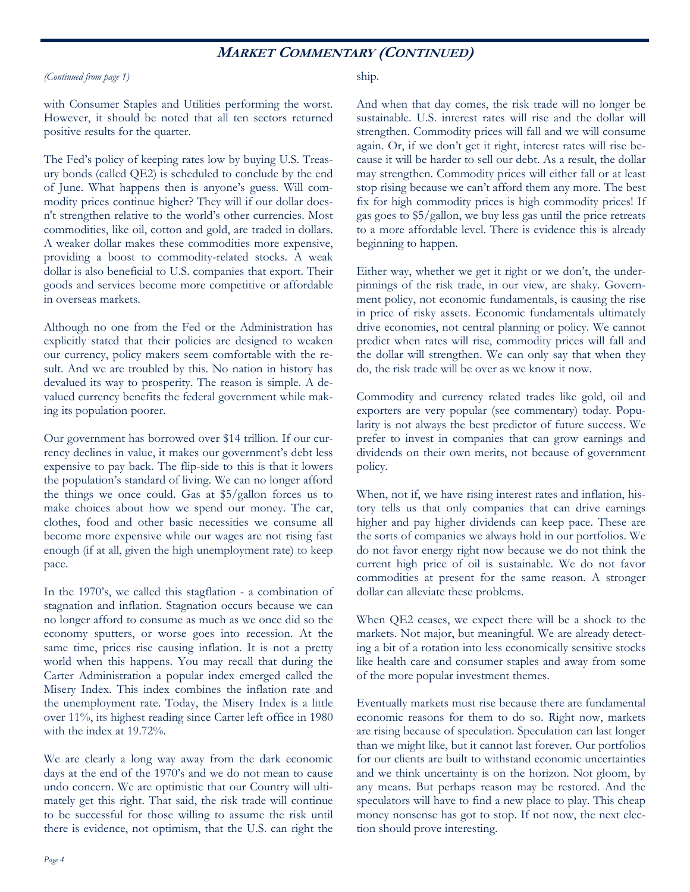## MARKET COMMENTARY (CONTINUED)

*(Continued from page 1)*

with Consumer Staples and Utilities performing the worst. However, it should be noted that all ten sectors returned positive results for the quarter.

The Fed's policy of keeping rates low by buying U.S. Treasury bonds (called QE2) is scheduled to conclude by the end of June. What happens then is anyone's guess. Will commodity prices continue higher? They will if our dollar doesn't strengthen relative to the world's other currencies. Most commodities, like oil, cotton and gold, are traded in dollars. A weaker dollar makes these commodities more expensive, providing a boost to commodity-related stocks. A weak dollar is also beneficial to U.S. companies that export. Their goods and services become more competitive or affordable in overseas markets.

Although no one from the Fed or the Administration has explicitly stated that their policies are designed to weaken our currency, policy makers seem comfortable with the result. And we are troubled by this. No nation in history has devalued its way to prosperity. The reason is simple. A devalued currency benefits the federal government while making its population poorer.

Our government has borrowed over $14 trillion. If our currency declines in value, it makes our government's debt less expensive to pay back. The flip-side to this is that it lowers the population's standard of living. We can no longer afford the things we once could. Gas at $5/gallon forces us to make choices about how we spend our money. The car, clothes, food and other basic necessities we consume all become more expensive while our wages are not rising fast enough (if at all, given the high unemployment rate) to keep pace.

In the 1970's, we called this stagflation - a combination of stagnation and inflation. Stagnation occurs because we can no longer afford to consume as much as we once did so the economy sputters, or worse goes into recession. At the same time, prices rise causing inflation. It is not a pretty world when this happens. You may recall that during the Carter Administration a popular index emerged called the Misery Index. This index combines the inflation rate and the unemployment rate. Today, the Misery Index is a little over 11%, its highest reading since Carter left office in 1980 with the index at 19.72%.

We are clearly a long way away from the dark economic days at the end of the 1970's and we do not mean to cause undo concern. We are optimistic that our Country will ultimately get this right. That said, the risk trade will continue to be successful for those willing to assume the risk until there is evidence, not optimism, that the U.S. can right the ship.

And when that day comes, the risk trade will no longer be sustainable. U.S. interest rates will rise and the dollar will strengthen. Commodity prices will fall and we will consume again. Or, if we don't get it right, interest rates will rise because it will be harder to sell our debt. As a result, the dollar may strengthen. Commodity prices will either fall or at least stop rising because we can't afford them any more. The best fix for high commodity prices is high commodity prices! If gas goes to $5/gallon, we buy less gas until the price retreats to a more affordable level. There is evidence this is already beginning to happen.

Either way, whether we get it right or we don't, the underpinnings of the risk trade, in our view, are shaky. Government policy, not economic fundamentals, is causing the rise in price of risky assets. Economic fundamentals ultimately drive economies, not central planning or policy. We cannot predict when rates will rise, commodity prices will fall and the dollar will strengthen. We can only say that when they do, the risk trade will be over as we know it now.

Commodity and currency related trades like gold, oil and exporters are very popular (see commentary) today. Popularity is not always the best predictor of future success. We prefer to invest in companies that can grow earnings and dividends on their own merits, not because of government policy.

When, not if, we have rising interest rates and inflation, history tells us that only companies that can drive earnings higher and pay higher dividends can keep pace. These are the sorts of companies we always hold in our portfolios. We do not favor energy right now because we do not think the current high price of oil is sustainable. We do not favor commodities at present for the same reason. A stronger dollar can alleviate these problems.

When QE2 ceases, we expect there will be a shock to the markets. Not major, but meaningful. We are already detecting a bit of a rotation into less economically sensitive stocks like health care and consumer staples and away from some of the more popular investment themes.

Eventually markets must rise because there are fundamental economic reasons for them to do so. Right now, markets are rising because of speculation. Speculation can last longer than we might like, but it cannot last forever. Our portfolios for our clients are built to withstand economic uncertainties and we think uncertainty is on the horizon. Not gloom, by any means. But perhaps reason may be restored. And the speculators will have to find a new place to play. This cheap money nonsense has got to stop. If not now, the next election should prove interesting.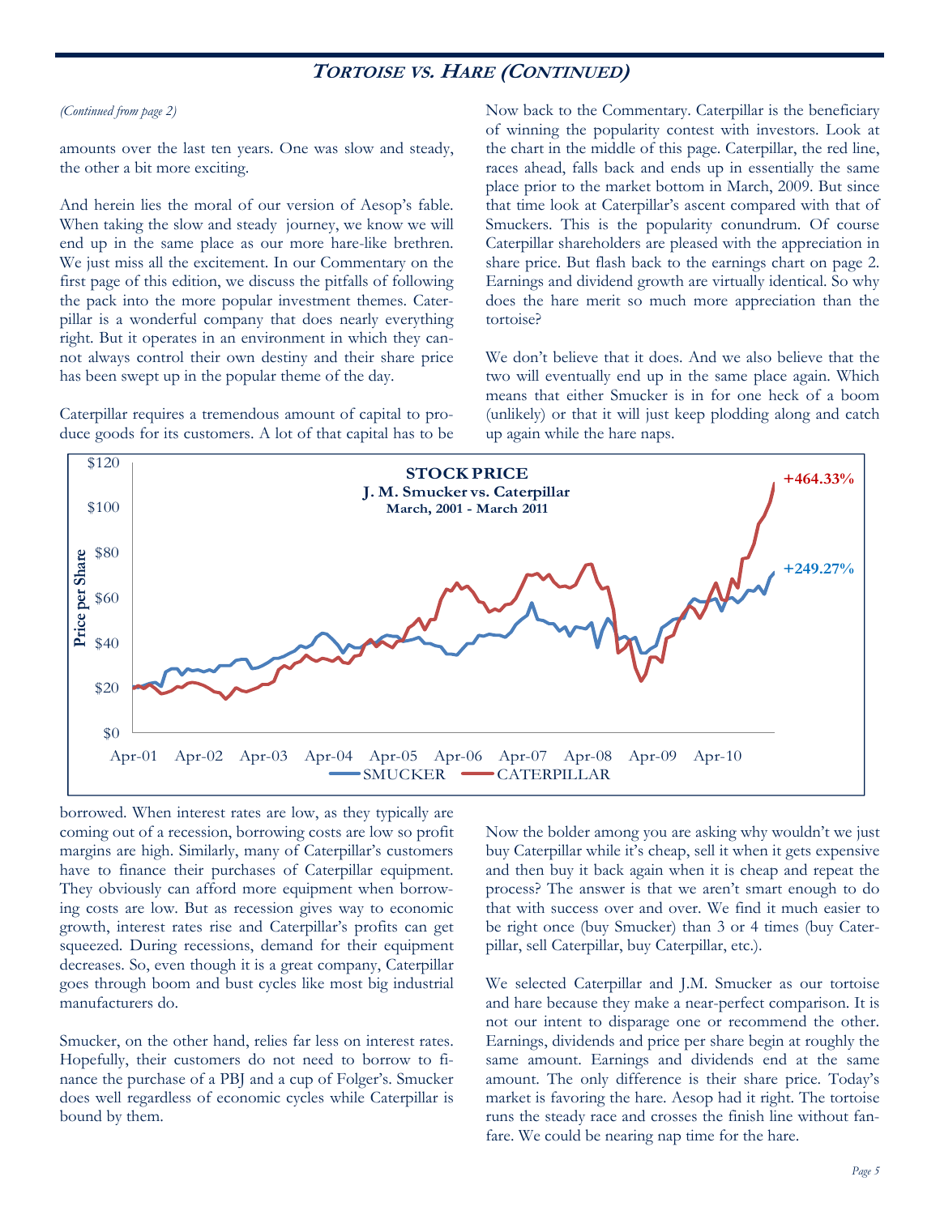## TORTOISE VS. HARE (CONTINUED)

*(Continued from page 2)*

amounts over the last ten years. One was slow and steady, the other a bit more exciting.

And herein lies the moral of our version of Aesop's fable. When taking the slow and steady journey, we know we will end up in the same place as our more hare-like brethren. We just miss all the excitement. In our Commentary on the first page of this edition, we discuss the pitfalls of following the pack into the more popular investment themes. Caterpillar is a wonderful company that does nearly everything right. But it operates in an environment in which they cannot always control their own destiny and their share price has been swept up in the popular theme of the day.

Caterpillar requires a tremendous amount of capital to produce goods for its customers. A lot of that capital has to be borrowed. When interest rates are low, as they typically are coming out of a recession, borrowing costs are low so profit margins are high. Similarly, many of Caterpillar's customers have to finance their purchases of Caterpillar equipment. They obviously can afford more equipment when borrowing costs are low. But as recession gives way to economic growth, interest rates rise and Caterpillar's profits can get squeezed. During recessions, demand for their equipment decreases. So, even though it is a great company, Caterpillar goes through boom and bust cycles like most big industrial manufacturers do.

Smucker, on the other hand, relies far less on interest rates. Hopefully, their customers do not need to borrow to finance the purchase of a PBJ and a cup of Folger's. Smucker does well regardless of economic cycles while Caterpillar is bound by them.

Now back to the Commentary. Caterpillar is the beneficiary of winning the popularity contest with investors. Look at the chart in the middle of this page. Caterpillar, the red line, races ahead, falls back and ends up in essentially the same place prior to the market bottom in March, 2009. But since that time look at Caterpillar's ascent compared with that of Smuckers. This is the popularity conundrum. Of course Caterpillar shareholders are pleased with the appreciation in share price. But flash back to the earnings chart on page 2. Earnings and dividend growth are virtually identical. So why does the hare merit so much more appreciation than the tortoise?

We don't believe that it does. And we also believe that the two will eventually end up in the same place again. Which means that either Smucker is in for one heck of a boom (unlikely) or that it will just keep plodding along and catch up again while the hare naps.

**STOCK PRICE**
**J. M. Smucker vs. Caterpillar**
**March, 2001 - March 2011**

Price per Share ($0 – $120), Apr-01 to Apr-10. SMUCKER: +249.27%. CATERPILLAR: +464.33%.

Now the bolder among you are asking why wouldn't we just buy Caterpillar while it's cheap, sell it when it gets expensive and then buy it back again when it is cheap and repeat the process? The answer is that we aren't smart enough to do that with success over and over. We find it much easier to be right once (buy Smucker) than 3 or 4 times (buy Caterpillar, sell Caterpillar, buy Caterpillar, etc.).

We selected Caterpillar and J.M. Smucker as our tortoise and hare because they make a near-perfect comparison. It is not our intent to disparage one or recommend the other. Earnings, dividends and price per share begin at roughly the same amount. Earnings and dividends end at the same amount. The only difference is their share price. Today's market is favoring the hare. Aesop had it right. The tortoise runs the steady race and crosses the finish line without fanfare. We could be nearing nap time for the hare.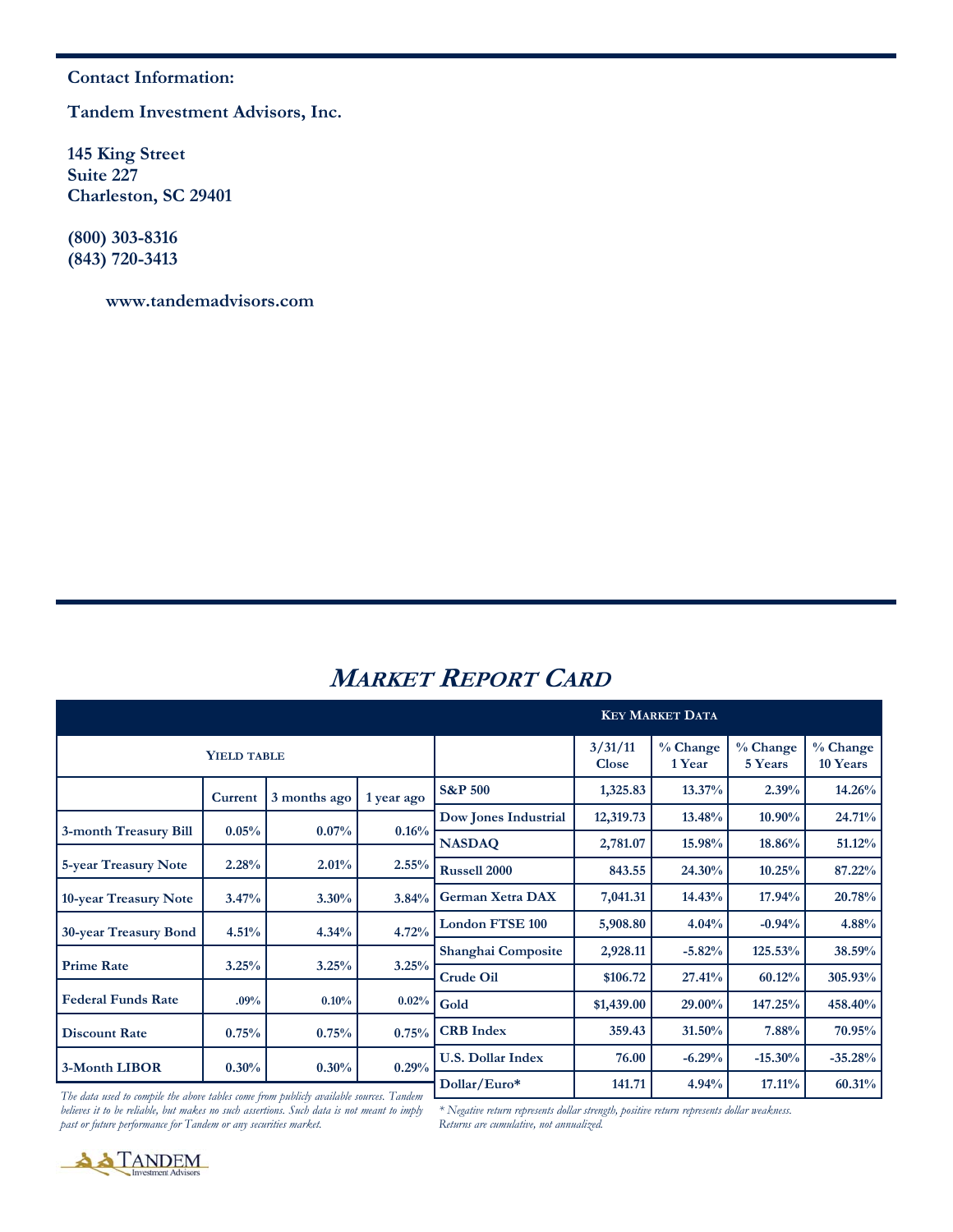**Contact Information:**

**Tandem Investment Advisors, Inc.**

**145 King Street**
**Suite 227**
**Charleston, SC 29401**

**(800) 303-8316**
**(843) 720-3413**

**www.tandemadvisors.com**

# *MARKET REPORT CARD*

**YIELD TABLE**

| | Current | 3 months ago | 1 year ago |
|---|---|---|---|
| 3-month Treasury Bill | 0.05% | 0.07% | 0.16% |
| 5-year Treasury Note | 2.28% | 2.01% | 2.55% |
| 10-year Treasury Note | 3.47% | 3.30% | 3.84% |
| 30-year Treasury Bond | 4.51% | 4.34% | 4.72% |
| Prime Rate | 3.25% | 3.25% | 3.25% |
| Federal Funds Rate | .09% | 0.10% | 0.02% |
| Discount Rate | 0.75% | 0.75% | 0.75% |
| 3-Month LIBOR | 0.30% | 0.30% | 0.29% |

*The data used to compile the above tables come from publicly available sources. Tandem believes it to be reliable, but makes no such assertions. Such data is not meant to imply past or future performance for Tandem or any securities market.*

**KEY MARKET DATA**

| | 3/31/11 Close | % Change 1 Year | % Change 5 Years | % Change 10 Years |
|---|---|---|---|---|
| S&P 500 | 1,325.83 | 13.37% | 2.39% | 14.26% |
| Dow Jones Industrial | 12,319.73 | 13.48% | 10.90% | 24.71% |
| NASDAQ | 2,781.07 | 15.98% | 18.86% | 51.12% |
| Russell 2000 | 843.55 | 24.30% | 10.25% | 87.22% |
| German Xetra DAX | 7,041.31 | 14.43% | 17.94% | 20.78% |
| London FTSE 100 | 5,908.80 | 4.04% | -0.94% | 4.88% |
| Shanghai Composite | 2,928.11 | -5.82% | 125.53% | 38.59% |
| Crude Oil | $106.72 | 27.41% | 60.12% | 305.93% |
| Gold | $1,439.00 | 29.00% | 147.25% | 458.40% |
| CRB Index | 359.43 | 31.50% | 7.88% | 70.95% |
| U.S. Dollar Index | 76.00 | -6.29% | -15.30% | -35.28% |
| Dollar/Euro* | 141.71 | 4.94% | 17.11% | 60.31% |

*\* Negative return represents dollar strength, positive return represents dollar weakness. Returns are cumulative, not annualized.*

TANDEM Investment Advisors